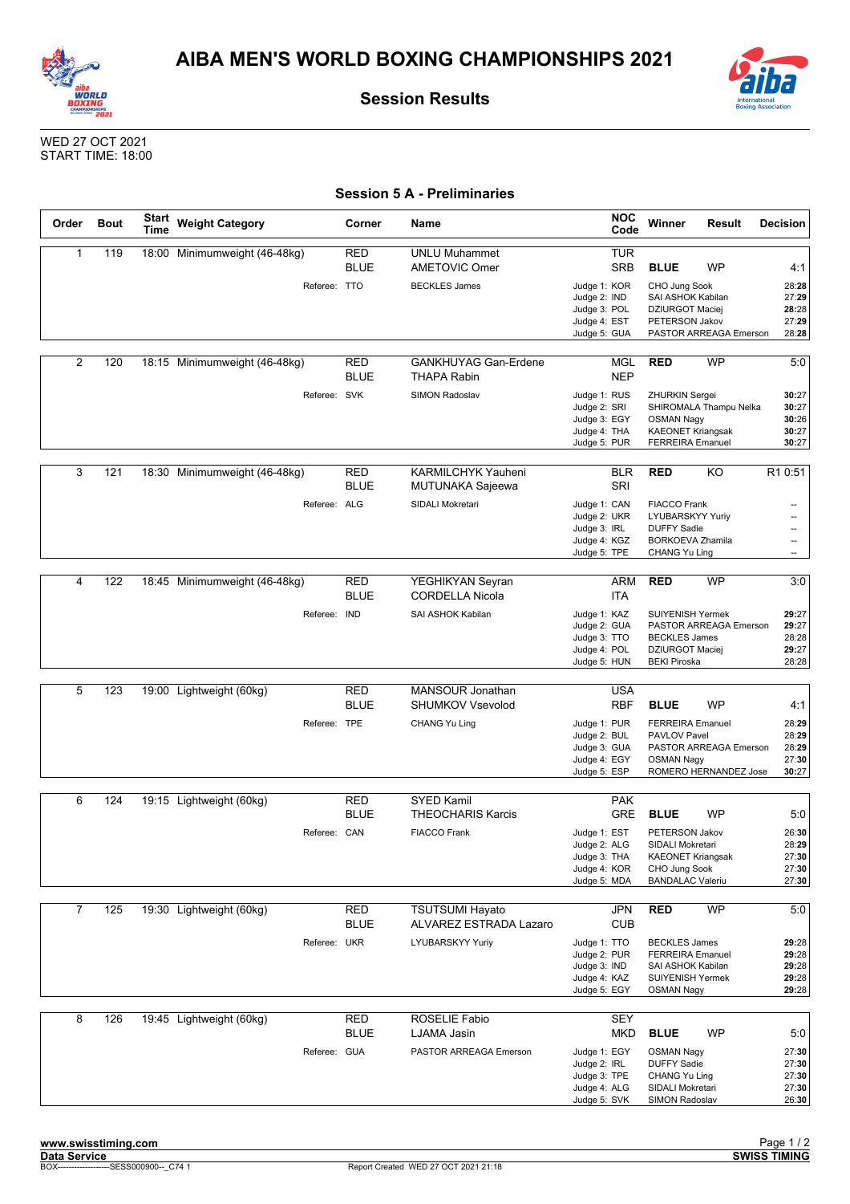# AIBA MEN'S WORLD BOXING CHAMPIONSHIPS 2021

## Session Results

WED 27 OCT 2021
START TIME: 18:00

### Session 5 A - Preliminaries

| Order | Bout | Start Time | Weight Category | Corner | Name | NOC Code | Winner | Result | Decision |
|---|---|---|---|---|---|---|---|---|---|
| 1 | 119 | 18:00 | Minimumweight (46-48kg) | RED | UNLU Muhammet | TUR | | | |
| | | | | BLUE | AMETOVIC Omer | SRB | **BLUE** | WP | 4:1 |
| | | | Referee: | TTO | BECKLES James | Judge 1: KOR | CHO Jung Sook | | 28:**28** |
| | | | | | | Judge 2: IND | SAI ASHOK Kabilan | | 27:**29** |
| | | | | | | Judge 3: POL | DZIURGOT Maciej | | **28**:28 |
| | | | | | | Judge 4: EST | PETERSON Jakov | | 27:**29** |
| | | | | | | Judge 5: GUA | PASTOR ARREAGA Emerson | | 28:**28** |
| 2 | 120 | 18:15 | Minimumweight (46-48kg) | RED | GANKHUYAG Gan-Erdene | MGL | **RED** | WP | 5:0 |
| | | | | BLUE | THAPA Rabin | NEP | | | |
| | | | Referee: | SVK | SIMON Radoslav | Judge 1: RUS | ZHURKIN Sergei | | **30**:27 |
| | | | | | | Judge 2: SRI | SHIROMALA Thampu Nelka | | **30**:27 |
| | | | | | | Judge 3: EGY | OSMAN Nagy | | **30**:26 |
| | | | | | | Judge 4: THA | KAEONET Kriangsak | | **30**:27 |
| | | | | | | Judge 5: PUR | FERREIRA Emanuel | | **30**:27 |
| 3 | 121 | 18:30 | Minimumweight (46-48kg) | RED | KARMILCHYK Yauheni | BLR | **RED** | KO | R1 0:51 |
| | | | | BLUE | MUTUNAKA Sajeewa | SRI | | | |
| | | | Referee: | ALG | SIDALI Mokretari | Judge 1: CAN | FIACCO Frank | | -- |
| | | | | | | Judge 2: UKR | LYUBARSKYY Yuriy | | -- |
| | | | | | | Judge 3: IRL | DUFFY Sadie | | -- |
| | | | | | | Judge 4: KGZ | BORKOEVA Zhamila | | -- |
| | | | | | | Judge 5: TPE | CHANG Yu Ling | | -- |
| 4 | 122 | 18:45 | Minimumweight (46-48kg) | RED | YEGHIKYAN Seyran | ARM | **RED** | WP | 3:0 |
| | | | | BLUE | CORDELLA Nicola | ITA | | | |
| | | | Referee: | IND | SAI ASHOK Kabilan | Judge 1: KAZ | SUIYENISH Yermek | | **29**:27 |
| | | | | | | Judge 2: GUA | PASTOR ARREAGA Emerson | | **29**:27 |
| | | | | | | Judge 3: TTO | BECKLES James | | 28:28 |
| | | | | | | Judge 4: POL | DZIURGOT Maciej | | **29**:27 |
| | | | | | | Judge 5: HUN | BEKI Piroska | | 28:28 |
| 5 | 123 | 19:00 | Lightweight (60kg) | RED | MANSOUR Jonathan | USA | | | |
| | | | | BLUE | SHUMKOV Vsevolod | RBF | **BLUE** | WP | 4:1 |
| | | | Referee: | TPE | CHANG Yu Ling | Judge 1: PUR | FERREIRA Emanuel | | 28:**29** |
| | | | | | | Judge 2: BUL | PAVLOV Pavel | | 28:**29** |
| | | | | | | Judge 3: GUA | PASTOR ARREAGA Emerson | | 28:**29** |
| | | | | | | Judge 4: EGY | OSMAN Nagy | | 27:**30** |
| | | | | | | Judge 5: ESP | ROMERO HERNANDEZ Jose | | **30**:27 |
| 6 | 124 | 19:15 | Lightweight (60kg) | RED | SYED Kamil | PAK | | | |
| | | | | BLUE | THEOCHARIS Karcis | GRE | **BLUE** | WP | 5:0 |
| | | | Referee: | CAN | FIACCO Frank | Judge 1: EST | PETERSON Jakov | | 26:**30** |
| | | | | | | Judge 2: ALG | SIDALI Mokretari | | 28:**29** |
| | | | | | | Judge 3: THA | KAEONET Kriangsak | | 27:**30** |
| | | | | | | Judge 4: KOR | CHO Jung Sook | | 27:**30** |
| | | | | | | Judge 5: MDA | BANDALAC Valeriu | | 27:**30** |
| 7 | 125 | 19:30 | Lightweight (60kg) | RED | TSUTSUMI Hayato | JPN | **RED** | WP | 5:0 |
| | | | | BLUE | ALVAREZ ESTRADA Lazaro | CUB | | | |
| | | | Referee: | UKR | LYUBARSKYY Yuriy | Judge 1: TTO | BECKLES James | | **29**:28 |
| | | | | | | Judge 2: PUR | FERREIRA Emanuel | | **29**:28 |
| | | | | | | Judge 3: IND | SAI ASHOK Kabilan | | **29**:28 |
| | | | | | | Judge 4: KAZ | SUIYENISH Yermek | | **29**:28 |
| | | | | | | Judge 5: EGY | OSMAN Nagy | | **29**:28 |
| 8 | 126 | 19:45 | Lightweight (60kg) | RED | ROSELIE Fabio | SEY | | | |
| | | | | BLUE | LJAMA Jasin | MKD | **BLUE** | WP | 5:0 |
| | | | Referee: | GUA | PASTOR ARREAGA Emerson | Judge 1: EGY | OSMAN Nagy | | 27:**30** |
| | | | | | | Judge 2: IRL | DUFFY Sadie | | 27:**30** |
| | | | | | | Judge 3: TPE | CHANG Yu Ling | | 27:**30** |
| | | | | | | Judge 4: ALG | SIDALI Mokretari | | 27:**30** |
| | | | | | | Judge 5: SVK | SIMON Radoslav | | 26:**30** |

www.swisstiming.com
Data Service
BOX-------------------SESS000900--_C74 1
Report Created WED 27 OCT 2021 21:18
SWISS TIMING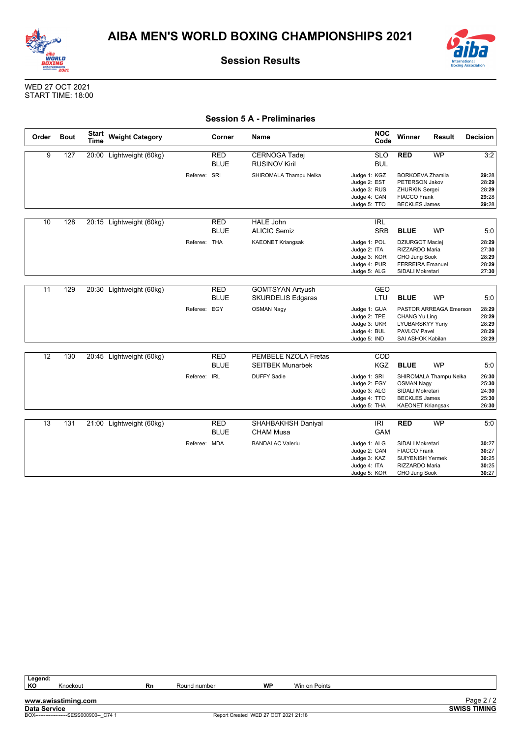# AIBA MEN'S WORLD BOXING CHAMPIONSHIPS 2021

## Session Results

WED 27 OCT 2021
START TIME: 18:00

### Session 5 A - Preliminaries

| Order | Bout | Start Time | Weight Category | Corner | Name | NOC Code | Winner | Result | Decision |
|---|---|---|---|---|---|---|---|---|---|
| 9 | 127 | 20:00 | Lightweight (60kg) | RED | CERNOGA Tadej | SLO | **RED** | WP | 3:2 |
| | | | | BLUE | RUSINOV Kiril | BUL | | | |
| | | | Referee: SRI | | SHIROMALA Thampu Nelka | Judge 1: KGZ | BORKOEVA Zhamila | | **29**:28 |
| | | | | | | Judge 2: EST | PETERSON Jakov | | 28:**29** |
| | | | | | | Judge 3: RUS | ZHURKIN Sergei | | 28:**29** |
| | | | | | | Judge 4: CAN | FIACCO Frank | | **29**:28 |
| | | | | | | Judge 5: TTO | BECKLES James | | **29**:28 |
| 10 | 128 | 20:15 | Lightweight (60kg) | RED | HALE John | IRL | | | |
| | | | | BLUE | ALICIC Semiz | SRB | **BLUE** | WP | 5:0 |
| | | | Referee: THA | | KAEONET Kriangsak | Judge 1: POL | DZIURGOT Maciej | | 28:**29** |
| | | | | | | Judge 2: ITA | RIZZARDO Maria | | 27:**30** |
| | | | | | | Judge 3: KOR | CHO Jung Sook | | 28:**29** |
| | | | | | | Judge 4: PUR | FERREIRA Emanuel | | 28:**29** |
| | | | | | | Judge 5: ALG | SIDALI Mokretari | | 27:**30** |
| 11 | 129 | 20:30 | Lightweight (60kg) | RED | GOMTSYAN Artyush | GEO | | | |
| | | | | BLUE | SKURDELIS Edgaras | LTU | **BLUE** | WP | 5:0 |
| | | | Referee: EGY | | OSMAN Nagy | Judge 1: GUA | PASTOR ARREAGA Emerson | | 28:**29** |
| | | | | | | Judge 2: TPE | CHANG Yu Ling | | 28:**29** |
| | | | | | | Judge 3: UKR | LYUBARSKYY Yuriy | | 28:**29** |
| | | | | | | Judge 4: BUL | PAVLOV Pavel | | 28:**29** |
| | | | | | | Judge 5: IND | SAI ASHOK Kabilan | | 28:**29** |
| 12 | 130 | 20:45 | Lightweight (60kg) | RED | PEMBELE NZOLA Fretas | COD | | | |
| | | | | BLUE | SEITBEK Munarbek | KGZ | **BLUE** | WP | 5:0 |
| | | | Referee: IRL | | DUFFY Sadie | Judge 1: SRI | SHIROMALA Thampu Nelka | | 26:**30** |
| | | | | | | Judge 2: EGY | OSMAN Nagy | | 25:**30** |
| | | | | | | Judge 3: ALG | SIDALI Mokretari | | 24:**30** |
| | | | | | | Judge 4: TTO | BECKLES James | | 25:**30** |
| | | | | | | Judge 5: THA | KAEONET Kriangsak | | 26:**30** |
| 13 | 131 | 21:00 | Lightweight (60kg) | RED | SHAHBAKHSH Daniyal | IRI | **RED** | WP | 5:0 |
| | | | | BLUE | CHAM Musa | GAM | | | |
| | | | Referee: MDA | | BANDALAC Valeriu | Judge 1: ALG | SIDALI Mokretari | | **30**:27 |
| | | | | | | Judge 2: CAN | FIACCO Frank | | **30**:27 |
| | | | | | | Judge 3: KAZ | SUIYENISH Yermek | | **30**:25 |
| | | | | | | Judge 4: ITA | RIZZARDO Maria | | **30**:25 |
| | | | | | | Judge 5: KOR | CHO Jung Sook | | **30**:27 |

| Legend: | | | | | |
|---|---|---|---|---|---|
| KO | Knockout | Rn | Round number | WP | Win on Points |

www.swisstiming.com
Data Service
BOX-------------------SESS000900--_C74 1
Report Created WED 27 OCT 2021 21:18
SWISS TIMING